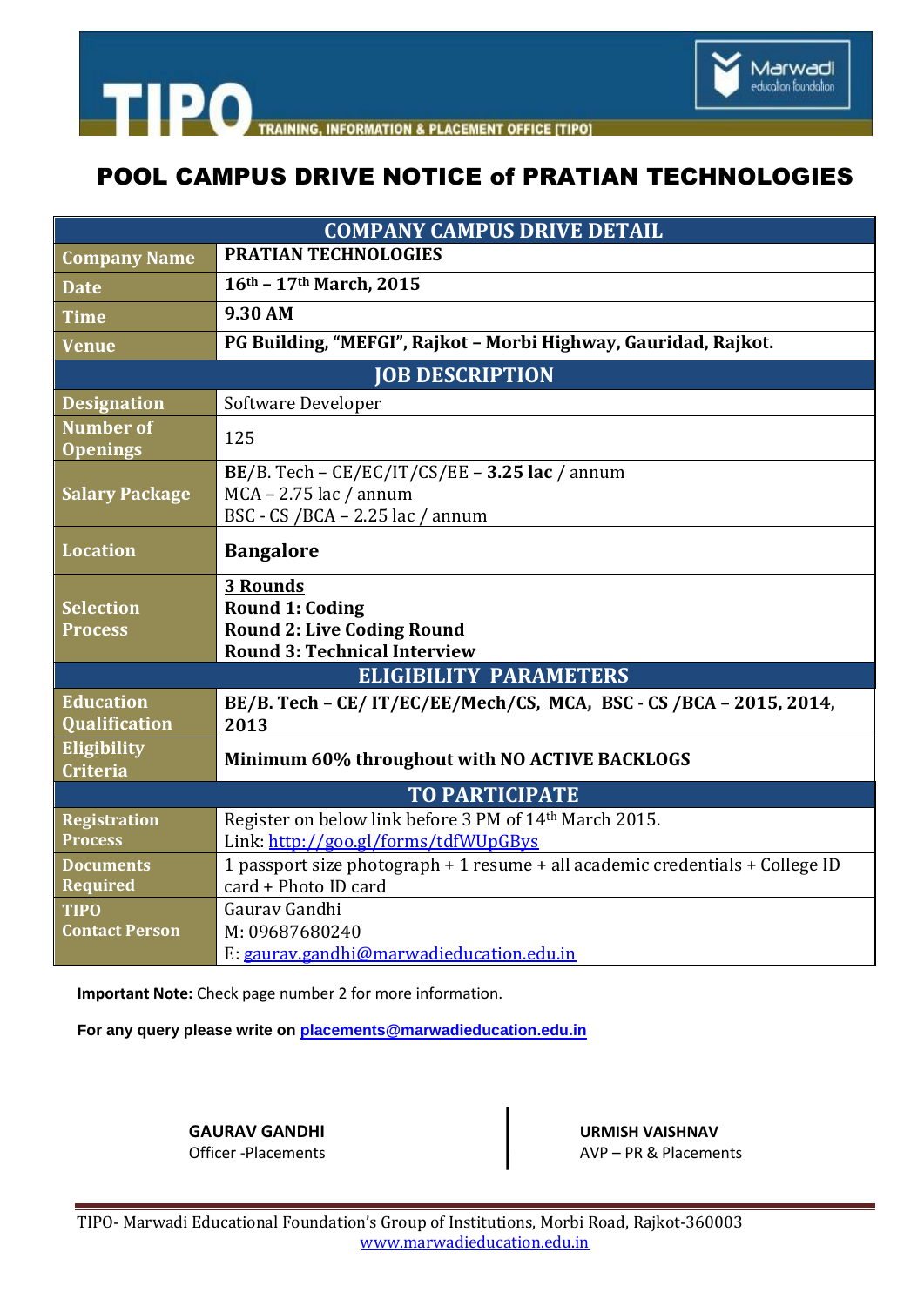TIPO TRAINING, INFORMATION & PLACEMENT OFFICE [TIPO]

Marwadi education foundation

# POOL CAMPUS DRIVE NOTICE of PRATIAN TECHNOLOGIES

| COMPANY CAMPUS DRIVE DETAIL | |
|---|---|
| **Company Name** | **PRATIAN TECHNOLOGIES** |
| **Date** | **16th – 17th March, 2015** |
| **Time** | **9.30 AM** |
| **Venue** | **PG Building, "MEFGI", Rajkot – Morbi Highway, Gauridad, Rajkot.** |
| **JOB DESCRIPTION** | |
| **Designation** | Software Developer |
| **Number of Openings** | 125 |
| **Salary Package** | **BE**/B. Tech – CE/EC/IT/CS/EE – **3.25 lac** / annum<br>MCA – 2.75 lac / annum<br>BSC - CS /BCA – 2.25 lac / annum |
| **Location** | **Bangalore** |
| **Selection Process** | **3 Rounds**<br>**Round 1: Coding**<br>**Round 2: Live Coding Round**<br>**Round 3: Technical Interview** |
| **ELIGIBILITY PARAMETERS** | |
| **Education Qualification** | **BE/B. Tech – CE/ IT/EC/EE/Mech/CS, MCA, BSC - CS /BCA – 2015, 2014, 2013** |
| **Eligibility Criteria** | **Minimum 60% throughout with NO ACTIVE BACKLOGS** |
| **TO PARTICIPATE** | |
| **Registration Process** | Register on below link before 3 PM of 14th March 2015.<br>Link: http://goo.gl/forms/tdfWUpGBys |
| **Documents Required** | 1 passport size photograph + 1 resume + all academic credentials + College ID card + Photo ID card |
| **TIPO Contact Person** | Gaurav Gandhi<br>M: 09687680240<br>E: gaurav.gandhi@marwadieducation.edu.in |

**Important Note:** Check page number 2 for more information.

**For any query please write on placements@marwadieducation.edu.in**

**GAURAV GANDHI**
Officer -Placements

**URMISH VAISHNAV**
AVP – PR & Placements

TIPO- Marwadi Educational Foundation's Group of Institutions, Morbi Road, Rajkot-360003
www.marwadieducation.edu.in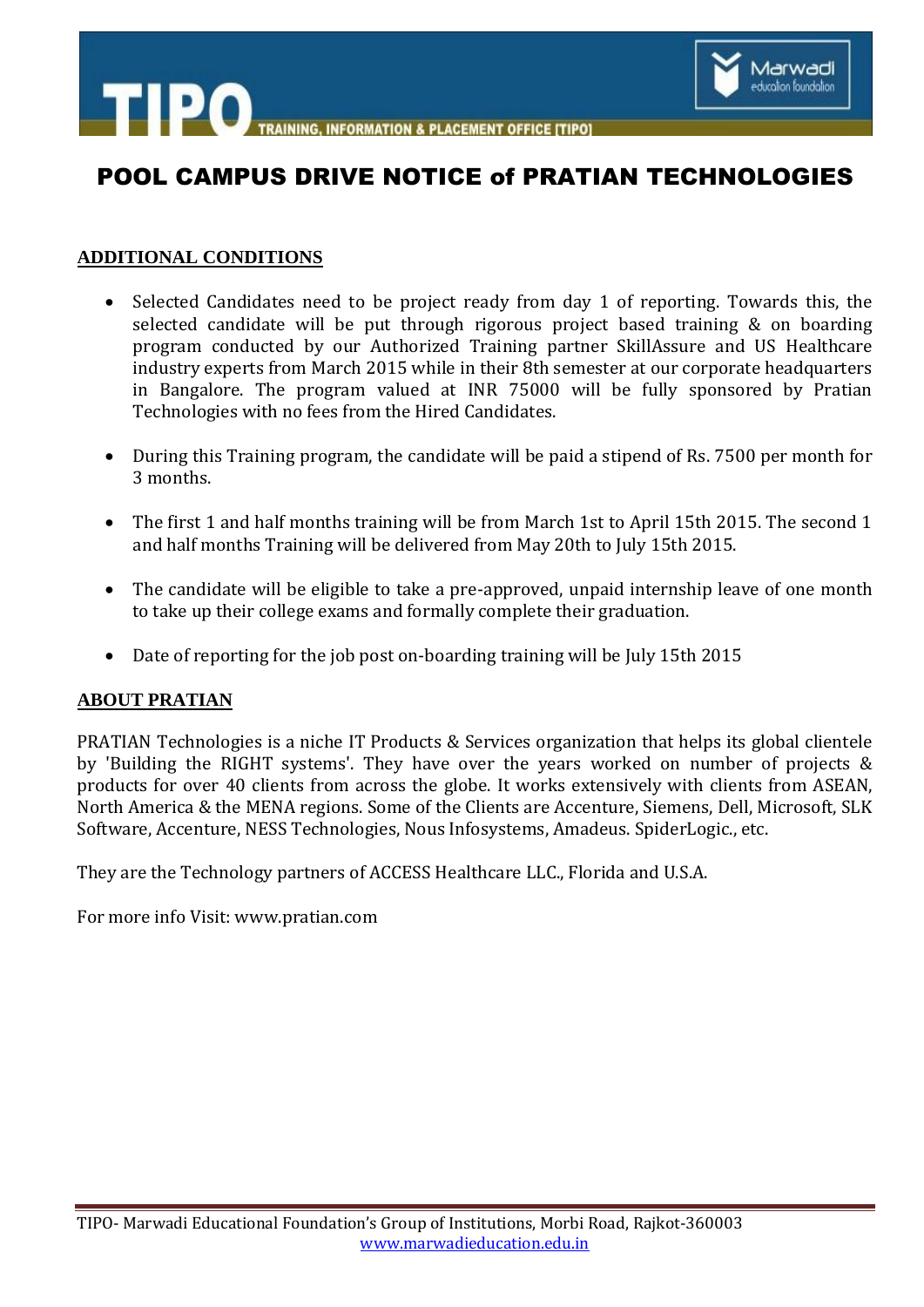# POOL CAMPUS DRIVE NOTICE of PRATIAN TECHNOLOGIES

## ADDITIONAL CONDITIONS

- Selected Candidates need to be project ready from day 1 of reporting. Towards this, the selected candidate will be put through rigorous project based training & on boarding program conducted by our Authorized Training partner SkillAssure and US Healthcare industry experts from March 2015 while in their 8th semester at our corporate headquarters in Bangalore. The program valued at INR 75000 will be fully sponsored by Pratian Technologies with no fees from the Hired Candidates.

- During this Training program, the candidate will be paid a stipend of Rs. 7500 per month for 3 months.

- The first 1 and half months training will be from March 1st to April 15th 2015. The second 1 and half months Training will be delivered from May 20th to July 15th 2015.

- The candidate will be eligible to take a pre-approved, unpaid internship leave of one month to take up their college exams and formally complete their graduation.

- Date of reporting for the job post on-boarding training will be July 15th 2015

## ABOUT PRATIAN

PRATIAN Technologies is a niche IT Products & Services organization that helps its global clientele by 'Building the RIGHT systems'. They have over the years worked on number of projects & products for over 40 clients from across the globe. It works extensively with clients from ASEAN, North America & the MENA regions. Some of the Clients are Accenture, Siemens, Dell, Microsoft, SLK Software, Accenture, NESS Technologies, Nous Infosystems, Amadeus. SpiderLogic., etc.

They are the Technology partners of ACCESS Healthcare LLC., Florida and U.S.A.

For more info Visit: www.pratian.com